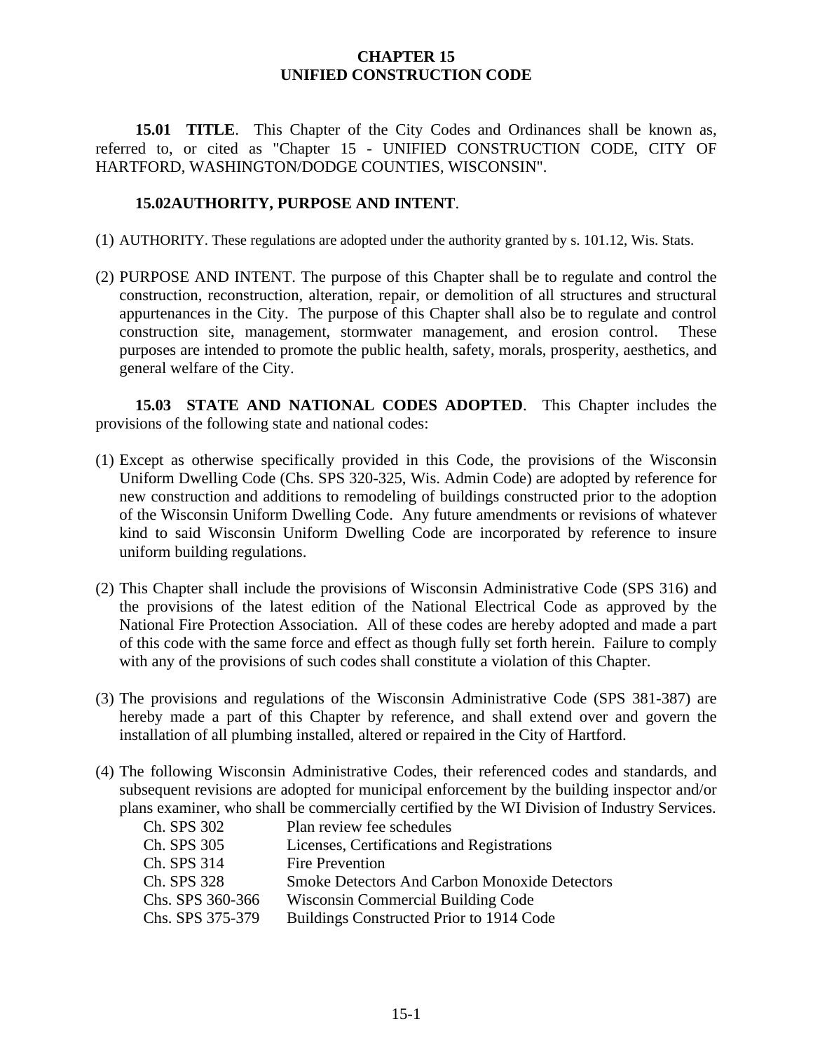# CHAPTER 15
# UNIFIED CONSTRUCTION CODE

**15.01 TITLE**. This Chapter of the City Codes and Ordinances shall be known as, referred to, or cited as "Chapter 15 - UNIFIED CONSTRUCTION CODE, CITY OF HARTFORD, WASHINGTON/DODGE COUNTIES, WISCONSIN".

**15.02AUTHORITY, PURPOSE AND INTENT**.

(1) AUTHORITY. These regulations are adopted under the authority granted by s. 101.12, Wis. Stats.

(2) PURPOSE AND INTENT. The purpose of this Chapter shall be to regulate and control the construction, reconstruction, alteration, repair, or demolition of all structures and structural appurtenances in the City. The purpose of this Chapter shall also be to regulate and control construction site, management, stormwater management, and erosion control. These purposes are intended to promote the public health, safety, morals, prosperity, aesthetics, and general welfare of the City.

**15.03 STATE AND NATIONAL CODES ADOPTED**. This Chapter includes the provisions of the following state and national codes:

(1) Except as otherwise specifically provided in this Code, the provisions of the Wisconsin Uniform Dwelling Code (Chs. SPS 320-325, Wis. Admin Code) are adopted by reference for new construction and additions to remodeling of buildings constructed prior to the adoption of the Wisconsin Uniform Dwelling Code. Any future amendments or revisions of whatever kind to said Wisconsin Uniform Dwelling Code are incorporated by reference to insure uniform building regulations.

(2) This Chapter shall include the provisions of Wisconsin Administrative Code (SPS 316) and the provisions of the latest edition of the National Electrical Code as approved by the National Fire Protection Association. All of these codes are hereby adopted and made a part of this code with the same force and effect as though fully set forth herein. Failure to comply with any of the provisions of such codes shall constitute a violation of this Chapter.

(3) The provisions and regulations of the Wisconsin Administrative Code (SPS 381-387) are hereby made a part of this Chapter by reference, and shall extend over and govern the installation of all plumbing installed, altered or repaired in the City of Hartford.

(4) The following Wisconsin Administrative Codes, their referenced codes and standards, and subsequent revisions are adopted for municipal enforcement by the building inspector and/or plans examiner, who shall be commercially certified by the WI Division of Industry Services.

| | |
|---|---|
| Ch. SPS 302 | Plan review fee schedules |
| Ch. SPS 305 | Licenses, Certifications and Registrations |
| Ch. SPS 314 | Fire Prevention |
| Ch. SPS 328 | Smoke Detectors And Carbon Monoxide Detectors |
| Chs. SPS 360-366 | Wisconsin Commercial Building Code |
| Chs. SPS 375-379 | Buildings Constructed Prior to 1914 Code |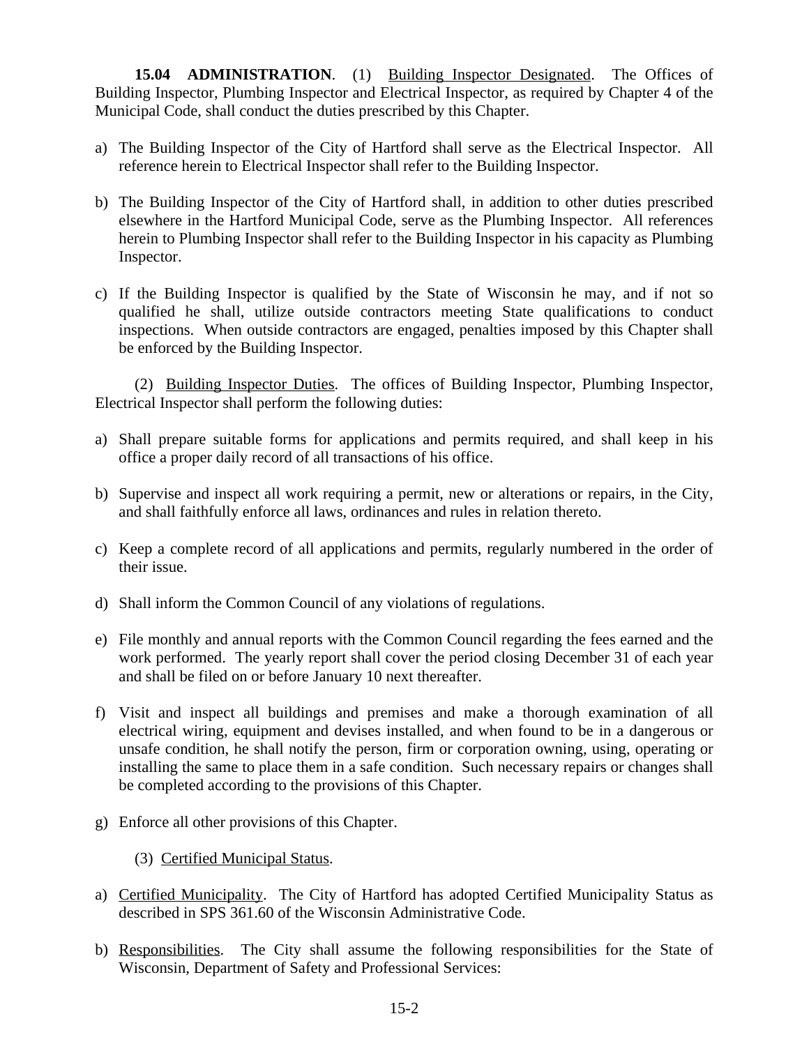**15.04 ADMINISTRATION**. (1) Building Inspector Designated. The Offices of Building Inspector, Plumbing Inspector and Electrical Inspector, as required by Chapter 4 of the Municipal Code, shall conduct the duties prescribed by this Chapter.

a) The Building Inspector of the City of Hartford shall serve as the Electrical Inspector. All reference herein to Electrical Inspector shall refer to the Building Inspector.

b) The Building Inspector of the City of Hartford shall, in addition to other duties prescribed elsewhere in the Hartford Municipal Code, serve as the Plumbing Inspector. All references herein to Plumbing Inspector shall refer to the Building Inspector in his capacity as Plumbing Inspector.

c) If the Building Inspector is qualified by the State of Wisconsin he may, and if not so qualified he shall, utilize outside contractors meeting State qualifications to conduct inspections. When outside contractors are engaged, penalties imposed by this Chapter shall be enforced by the Building Inspector.

(2) Building Inspector Duties. The offices of Building Inspector, Plumbing Inspector, Electrical Inspector shall perform the following duties:

a) Shall prepare suitable forms for applications and permits required, and shall keep in his office a proper daily record of all transactions of his office.

b) Supervise and inspect all work requiring a permit, new or alterations or repairs, in the City, and shall faithfully enforce all laws, ordinances and rules in relation thereto.

c) Keep a complete record of all applications and permits, regularly numbered in the order of their issue.

d) Shall inform the Common Council of any violations of regulations.

e) File monthly and annual reports with the Common Council regarding the fees earned and the work performed. The yearly report shall cover the period closing December 31 of each year and shall be filed on or before January 10 next thereafter.

f) Visit and inspect all buildings and premises and make a thorough examination of all electrical wiring, equipment and devises installed, and when found to be in a dangerous or unsafe condition, he shall notify the person, firm or corporation owning, using, operating or installing the same to place them in a safe condition. Such necessary repairs or changes shall be completed according to the provisions of this Chapter.

g) Enforce all other provisions of this Chapter.

(3) Certified Municipal Status.

a) Certified Municipality. The City of Hartford has adopted Certified Municipality Status as described in SPS 361.60 of the Wisconsin Administrative Code.

b) Responsibilities. The City shall assume the following responsibilities for the State of Wisconsin, Department of Safety and Professional Services: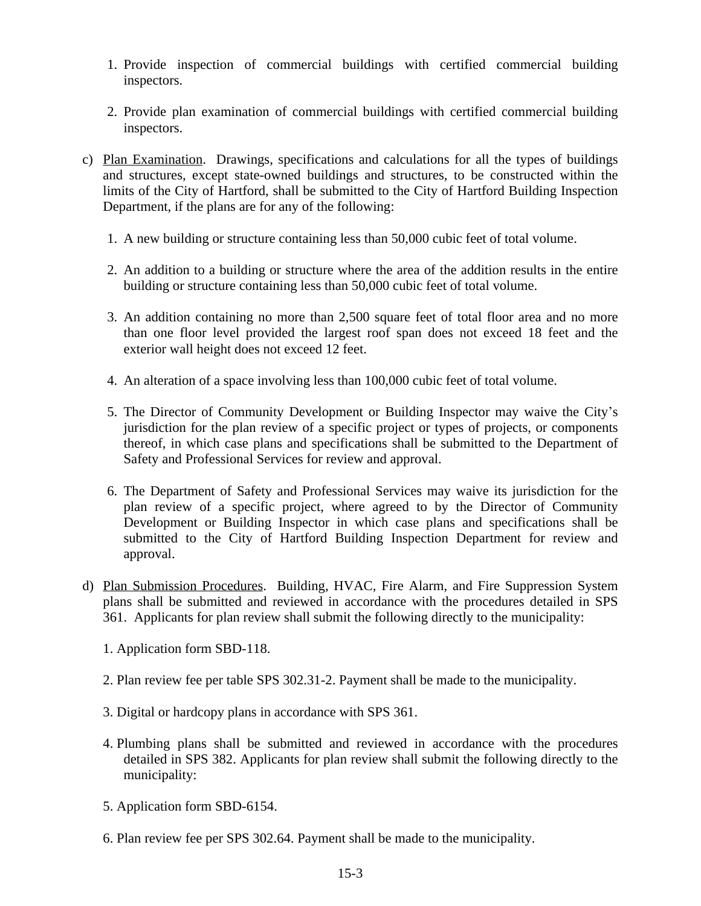1. Provide inspection of commercial buildings with certified commercial building inspectors.

2. Provide plan examination of commercial buildings with certified commercial building inspectors.

c) Plan Examination. Drawings, specifications and calculations for all the types of buildings and structures, except state-owned buildings and structures, to be constructed within the limits of the City of Hartford, shall be submitted to the City of Hartford Building Inspection Department, if the plans are for any of the following:

   1. A new building or structure containing less than 50,000 cubic feet of total volume.

   2. An addition to a building or structure where the area of the addition results in the entire building or structure containing less than 50,000 cubic feet of total volume.

   3. An addition containing no more than 2,500 square feet of total floor area and no more than one floor level provided the largest roof span does not exceed 18 feet and the exterior wall height does not exceed 12 feet.

   4. An alteration of a space involving less than 100,000 cubic feet of total volume.

   5. The Director of Community Development or Building Inspector may waive the City's jurisdiction for the plan review of a specific project or types of projects, or components thereof, in which case plans and specifications shall be submitted to the Department of Safety and Professional Services for review and approval.

   6. The Department of Safety and Professional Services may waive its jurisdiction for the plan review of a specific project, where agreed to by the Director of Community Development or Building Inspector in which case plans and specifications shall be submitted to the City of Hartford Building Inspection Department for review and approval.

d) Plan Submission Procedures. Building, HVAC, Fire Alarm, and Fire Suppression System plans shall be submitted and reviewed in accordance with the procedures detailed in SPS 361. Applicants for plan review shall submit the following directly to the municipality:

   1. Application form SBD-118.

   2. Plan review fee per table SPS 302.31-2. Payment shall be made to the municipality.

   3. Digital or hardcopy plans in accordance with SPS 361.

   4. Plumbing plans shall be submitted and reviewed in accordance with the procedures detailed in SPS 382. Applicants for plan review shall submit the following directly to the municipality:

   5. Application form SBD-6154.

   6. Plan review fee per SPS 302.64. Payment shall be made to the municipality.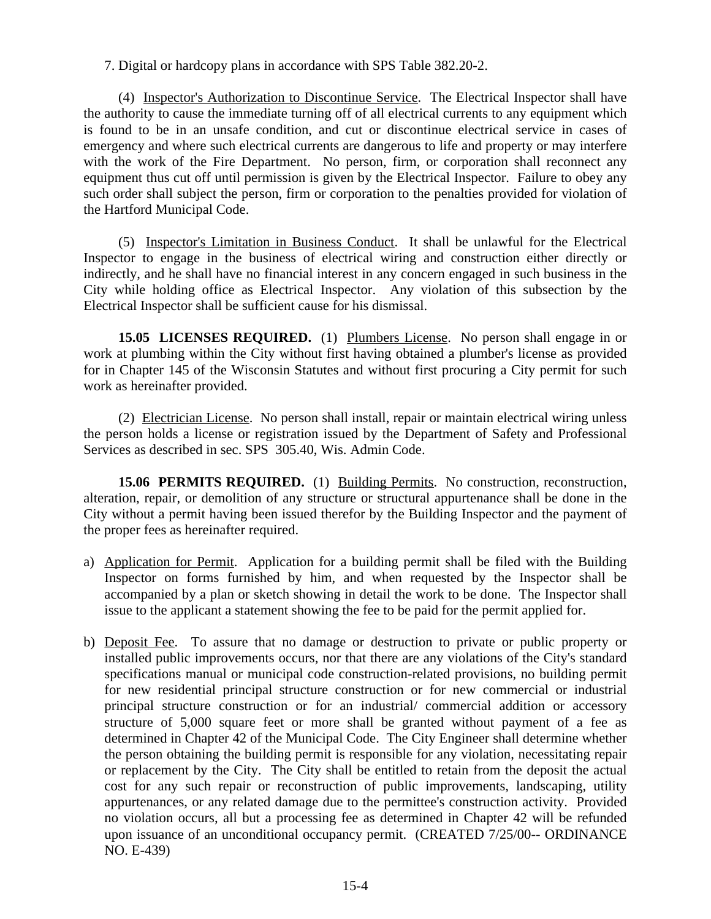7. Digital or hardcopy plans in accordance with SPS Table 382.20-2.

(4) Inspector's Authorization to Discontinue Service. The Electrical Inspector shall have the authority to cause the immediate turning off of all electrical currents to any equipment which is found to be in an unsafe condition, and cut or discontinue electrical service in cases of emergency and where such electrical currents are dangerous to life and property or may interfere with the work of the Fire Department. No person, firm, or corporation shall reconnect any equipment thus cut off until permission is given by the Electrical Inspector. Failure to obey any such order shall subject the person, firm or corporation to the penalties provided for violation of the Hartford Municipal Code.

(5) Inspector's Limitation in Business Conduct. It shall be unlawful for the Electrical Inspector to engage in the business of electrical wiring and construction either directly or indirectly, and he shall have no financial interest in any concern engaged in such business in the City while holding office as Electrical Inspector. Any violation of this subsection by the Electrical Inspector shall be sufficient cause for his dismissal.

**15.05 LICENSES REQUIRED.** (1) Plumbers License. No person shall engage in or work at plumbing within the City without first having obtained a plumber's license as provided for in Chapter 145 of the Wisconsin Statutes and without first procuring a City permit for such work as hereinafter provided.

(2) Electrician License. No person shall install, repair or maintain electrical wiring unless the person holds a license or registration issued by the Department of Safety and Professional Services as described in sec. SPS 305.40, Wis. Admin Code.

**15.06 PERMITS REQUIRED.** (1) Building Permits. No construction, reconstruction, alteration, repair, or demolition of any structure or structural appurtenance shall be done in the City without a permit having been issued therefor by the Building Inspector and the payment of the proper fees as hereinafter required.

a) Application for Permit. Application for a building permit shall be filed with the Building Inspector on forms furnished by him, and when requested by the Inspector shall be accompanied by a plan or sketch showing in detail the work to be done. The Inspector shall issue to the applicant a statement showing the fee to be paid for the permit applied for.

b) Deposit Fee. To assure that no damage or destruction to private or public property or installed public improvements occurs, nor that there are any violations of the City's standard specifications manual or municipal code construction-related provisions, no building permit for new residential principal structure construction or for new commercial or industrial principal structure construction or for an industrial/ commercial addition or accessory structure of 5,000 square feet or more shall be granted without payment of a fee as determined in Chapter 42 of the Municipal Code. The City Engineer shall determine whether the person obtaining the building permit is responsible for any violation, necessitating repair or replacement by the City. The City shall be entitled to retain from the deposit the actual cost for any such repair or reconstruction of public improvements, landscaping, utility appurtenances, or any related damage due to the permittee's construction activity. Provided no violation occurs, all but a processing fee as determined in Chapter 42 will be refunded upon issuance of an unconditional occupancy permit. (CREATED 7/25/00-- ORDINANCE NO. E-439)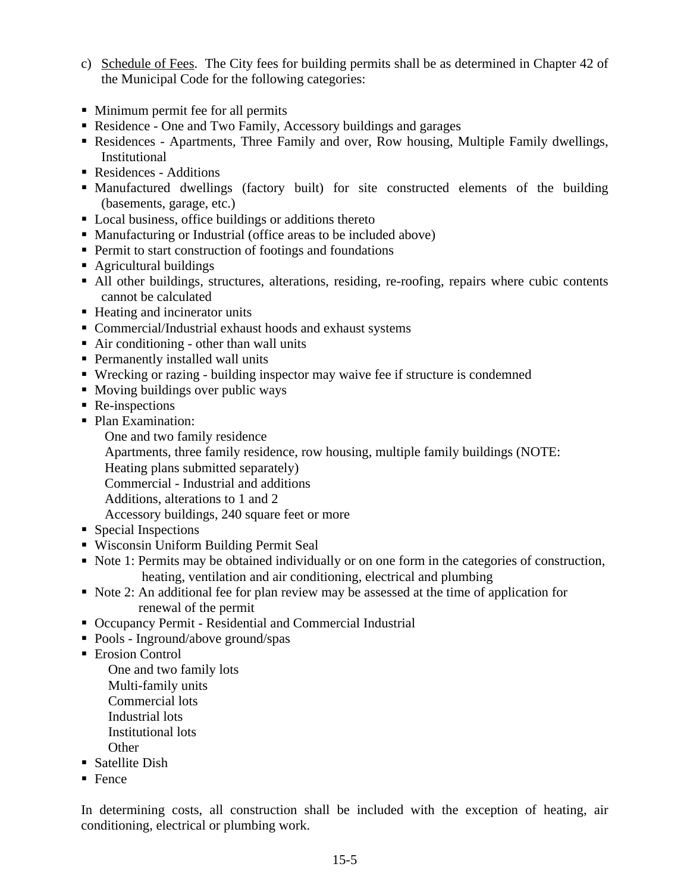c) Schedule of Fees. The City fees for building permits shall be as determined in Chapter 42 of the Municipal Code for the following categories:

- Minimum permit fee for all permits
- Residence - One and Two Family, Accessory buildings and garages
- Residences - Apartments, Three Family and over, Row housing, Multiple Family dwellings, Institutional
- Residences - Additions
- Manufactured dwellings (factory built) for site constructed elements of the building (basements, garage, etc.)
- Local business, office buildings or additions thereto
- Manufacturing or Industrial (office areas to be included above)
- Permit to start construction of footings and foundations
- Agricultural buildings
- All other buildings, structures, alterations, residing, re-roofing, repairs where cubic contents cannot be calculated
- Heating and incinerator units
- Commercial/Industrial exhaust hoods and exhaust systems
- Air conditioning - other than wall units
- Permanently installed wall units
- Wrecking or razing - building inspector may waive fee if structure is condemned
- Moving buildings over public ways
- Re-inspections
- Plan Examination:
  - One and two family residence
  - Apartments, three family residence, row housing, multiple family buildings (NOTE: Heating plans submitted separately)
  - Commercial - Industrial and additions
  - Additions, alterations to 1 and 2
  - Accessory buildings, 240 square feet or more
- Special Inspections
- Wisconsin Uniform Building Permit Seal
- Note 1: Permits may be obtained individually or on one form in the categories of construction, heating, ventilation and air conditioning, electrical and plumbing
- Note 2: An additional fee for plan review may be assessed at the time of application for renewal of the permit
- Occupancy Permit - Residential and Commercial Industrial
- Pools - Inground/above ground/spas
- Erosion Control
  - One and two family lots
  - Multi-family units
  - Commercial lots
  - Industrial lots
  - Institutional lots
  - Other
- Satellite Dish
- Fence

In determining costs, all construction shall be included with the exception of heating, air conditioning, electrical or plumbing work.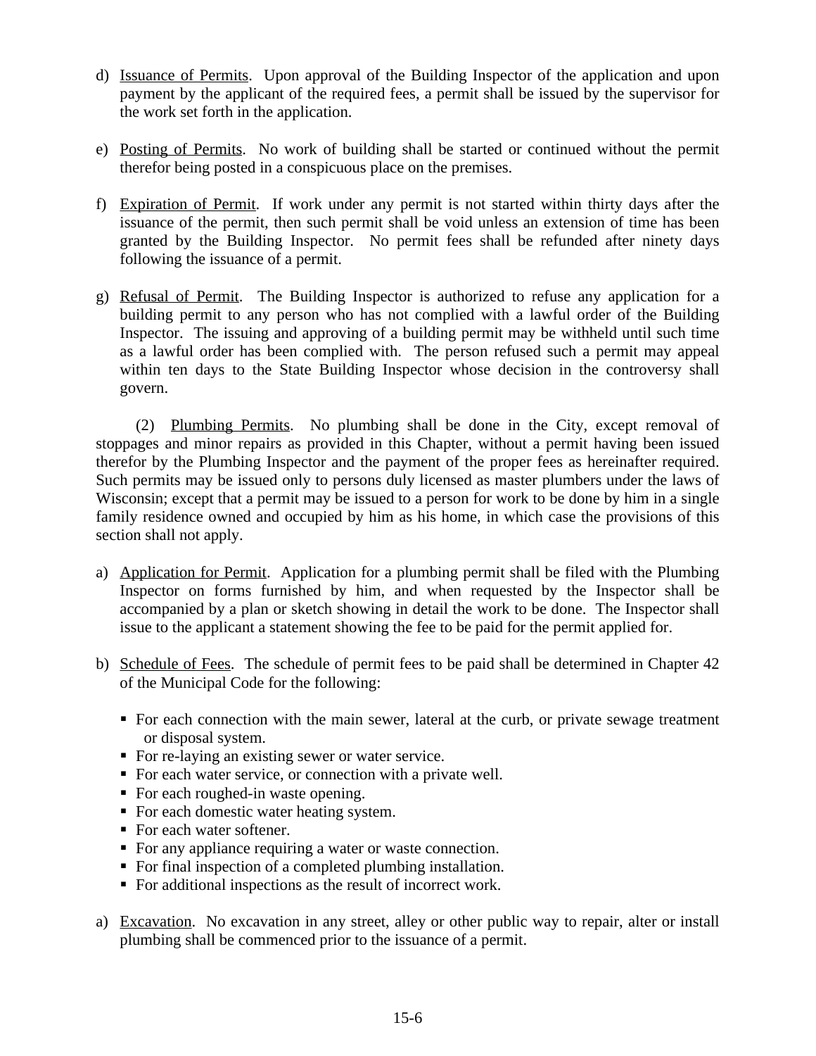d) Issuance of Permits. Upon approval of the Building Inspector of the application and upon payment by the applicant of the required fees, a permit shall be issued by the supervisor for the work set forth in the application.

e) Posting of Permits. No work of building shall be started or continued without the permit therefor being posted in a conspicuous place on the premises.

f) Expiration of Permit. If work under any permit is not started within thirty days after the issuance of the permit, then such permit shall be void unless an extension of time has been granted by the Building Inspector. No permit fees shall be refunded after ninety days following the issuance of a permit.

g) Refusal of Permit. The Building Inspector is authorized to refuse any application for a building permit to any person who has not complied with a lawful order of the Building Inspector. The issuing and approving of a building permit may be withheld until such time as a lawful order has been complied with. The person refused such a permit may appeal within ten days to the State Building Inspector whose decision in the controversy shall govern.

(2) Plumbing Permits. No plumbing shall be done in the City, except removal of stoppages and minor repairs as provided in this Chapter, without a permit having been issued therefor by the Plumbing Inspector and the payment of the proper fees as hereinafter required. Such permits may be issued only to persons duly licensed as master plumbers under the laws of Wisconsin; except that a permit may be issued to a person for work to be done by him in a single family residence owned and occupied by him as his home, in which case the provisions of this section shall not apply.

a) Application for Permit. Application for a plumbing permit shall be filed with the Plumbing Inspector on forms furnished by him, and when requested by the Inspector shall be accompanied by a plan or sketch showing in detail the work to be done. The Inspector shall issue to the applicant a statement showing the fee to be paid for the permit applied for.

b) Schedule of Fees. The schedule of permit fees to be paid shall be determined in Chapter 42 of the Municipal Code for the following:

- For each connection with the main sewer, lateral at the curb, or private sewage treatment or disposal system.
- For re-laying an existing sewer or water service.
- For each water service, or connection with a private well.
- For each roughed-in waste opening.
- For each domestic water heating system.
- For each water softener.
- For any appliance requiring a water or waste connection.
- For final inspection of a completed plumbing installation.
- For additional inspections as the result of incorrect work.

a) Excavation. No excavation in any street, alley or other public way to repair, alter or install plumbing shall be commenced prior to the issuance of a permit.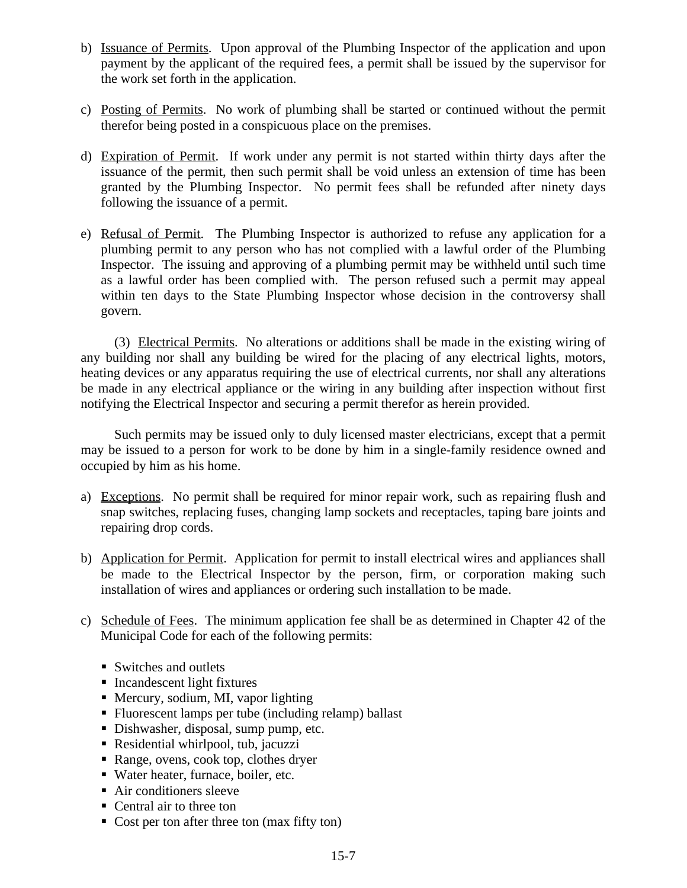b) Issuance of Permits. Upon approval of the Plumbing Inspector of the application and upon payment by the applicant of the required fees, a permit shall be issued by the supervisor for the work set forth in the application.

c) Posting of Permits. No work of plumbing shall be started or continued without the permit therefor being posted in a conspicuous place on the premises.

d) Expiration of Permit. If work under any permit is not started within thirty days after the issuance of the permit, then such permit shall be void unless an extension of time has been granted by the Plumbing Inspector. No permit fees shall be refunded after ninety days following the issuance of a permit.

e) Refusal of Permit. The Plumbing Inspector is authorized to refuse any application for a plumbing permit to any person who has not complied with a lawful order of the Plumbing Inspector. The issuing and approving of a plumbing permit may be withheld until such time as a lawful order has been complied with. The person refused such a permit may appeal within ten days to the State Plumbing Inspector whose decision in the controversy shall govern.

(3) Electrical Permits. No alterations or additions shall be made in the existing wiring of any building nor shall any building be wired for the placing of any electrical lights, motors, heating devices or any apparatus requiring the use of electrical currents, nor shall any alterations be made in any electrical appliance or the wiring in any building after inspection without first notifying the Electrical Inspector and securing a permit therefor as herein provided.

Such permits may be issued only to duly licensed master electricians, except that a permit may be issued to a person for work to be done by him in a single-family residence owned and occupied by him as his home.

a) Exceptions. No permit shall be required for minor repair work, such as repairing flush and snap switches, replacing fuses, changing lamp sockets and receptacles, taping bare joints and repairing drop cords.

b) Application for Permit. Application for permit to install electrical wires and appliances shall be made to the Electrical Inspector by the person, firm, or corporation making such installation of wires and appliances or ordering such installation to be made.

c) Schedule of Fees. The minimum application fee shall be as determined in Chapter 42 of the Municipal Code for each of the following permits:

- Switches and outlets
- Incandescent light fixtures
- Mercury, sodium, MI, vapor lighting
- Fluorescent lamps per tube (including relamp) ballast
- Dishwasher, disposal, sump pump, etc.
- Residential whirlpool, tub, jacuzzi
- Range, ovens, cook top, clothes dryer
- Water heater, furnace, boiler, etc.
- Air conditioners sleeve
- Central air to three ton
- Cost per ton after three ton (max fifty ton)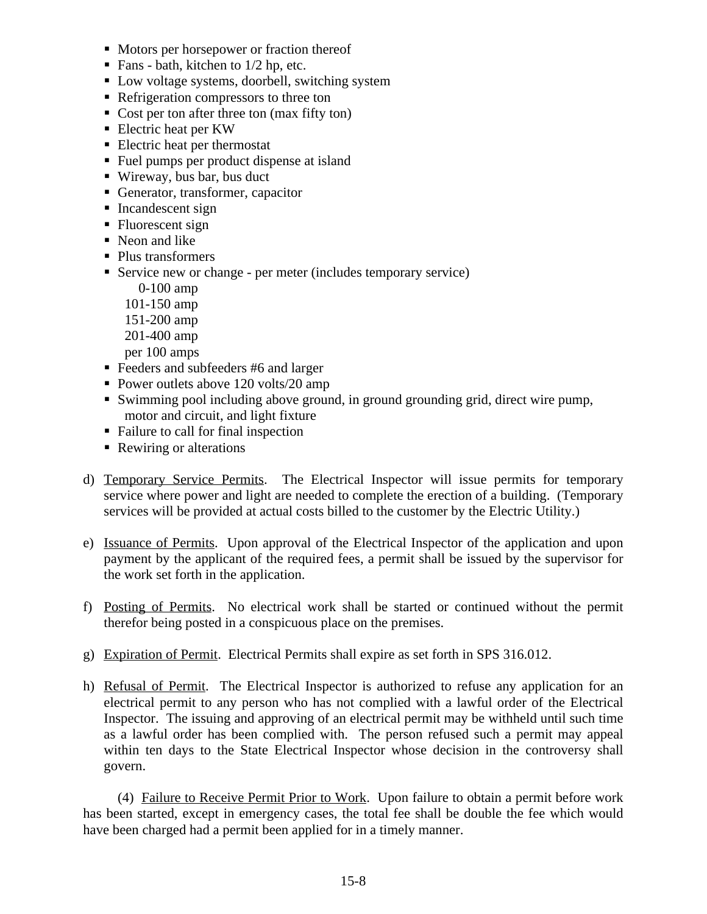- Motors per horsepower or fraction thereof
- Fans - bath, kitchen to 1/2 hp, etc.
- Low voltage systems, doorbell, switching system
- Refrigeration compressors to three ton
- Cost per ton after three ton (max fifty ton)
- Electric heat per KW
- Electric heat per thermostat
- Fuel pumps per product dispense at island
- Wireway, bus bar, bus duct
- Generator, transformer, capacitor
- Incandescent sign
- Fluorescent sign
- Neon and like
- Plus transformers
- Service new or change - per meter (includes temporary service)
  - 0-100 amp
  - 101-150 amp
  - 151-200 amp
  - 201-400 amp
  - per 100 amps
- Feeders and subfeeders #6 and larger
- Power outlets above 120 volts/20 amp
- Swimming pool including above ground, in ground grounding grid, direct wire pump, motor and circuit, and light fixture
- Failure to call for final inspection
- Rewiring or alterations

d) Temporary Service Permits. The Electrical Inspector will issue permits for temporary service where power and light are needed to complete the erection of a building. (Temporary services will be provided at actual costs billed to the customer by the Electric Utility.)

e) Issuance of Permits. Upon approval of the Electrical Inspector of the application and upon payment by the applicant of the required fees, a permit shall be issued by the supervisor for the work set forth in the application.

f) Posting of Permits. No electrical work shall be started or continued without the permit therefor being posted in a conspicuous place on the premises.

g) Expiration of Permit. Electrical Permits shall expire as set forth in SPS 316.012.

h) Refusal of Permit. The Electrical Inspector is authorized to refuse any application for an electrical permit to any person who has not complied with a lawful order of the Electrical Inspector. The issuing and approving of an electrical permit may be withheld until such time as a lawful order has been complied with. The person refused such a permit may appeal within ten days to the State Electrical Inspector whose decision in the controversy shall govern.

(4) Failure to Receive Permit Prior to Work. Upon failure to obtain a permit before work has been started, except in emergency cases, the total fee shall be double the fee which would have been charged had a permit been applied for in a timely manner.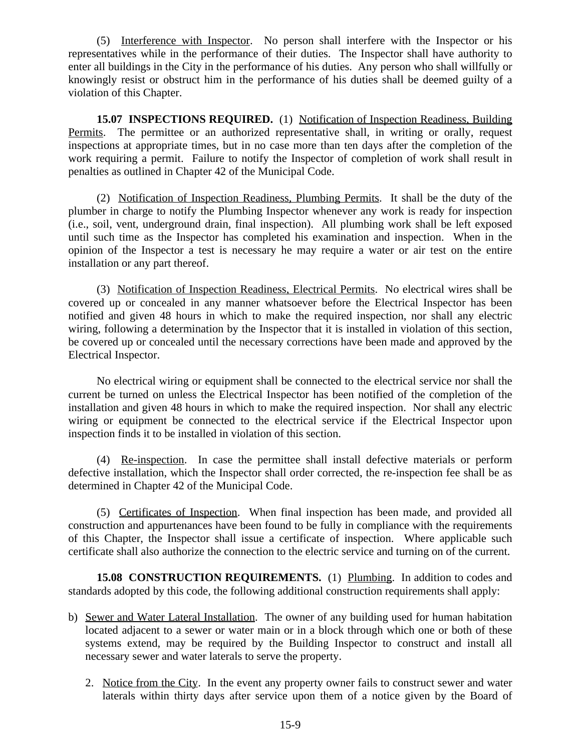(5) Interference with Inspector. No person shall interfere with the Inspector or his representatives while in the performance of their duties. The Inspector shall have authority to enter all buildings in the City in the performance of his duties. Any person who shall willfully or knowingly resist or obstruct him in the performance of his duties shall be deemed guilty of a violation of this Chapter.

**15.07 INSPECTIONS REQUIRED.** (1) Notification of Inspection Readiness, Building Permits. The permittee or an authorized representative shall, in writing or orally, request inspections at appropriate times, but in no case more than ten days after the completion of the work requiring a permit. Failure to notify the Inspector of completion of work shall result in penalties as outlined in Chapter 42 of the Municipal Code.

(2) Notification of Inspection Readiness, Plumbing Permits. It shall be the duty of the plumber in charge to notify the Plumbing Inspector whenever any work is ready for inspection (i.e., soil, vent, underground drain, final inspection). All plumbing work shall be left exposed until such time as the Inspector has completed his examination and inspection. When in the opinion of the Inspector a test is necessary he may require a water or air test on the entire installation or any part thereof.

(3) Notification of Inspection Readiness, Electrical Permits. No electrical wires shall be covered up or concealed in any manner whatsoever before the Electrical Inspector has been notified and given 48 hours in which to make the required inspection, nor shall any electric wiring, following a determination by the Inspector that it is installed in violation of this section, be covered up or concealed until the necessary corrections have been made and approved by the Electrical Inspector.

No electrical wiring or equipment shall be connected to the electrical service nor shall the current be turned on unless the Electrical Inspector has been notified of the completion of the installation and given 48 hours in which to make the required inspection. Nor shall any electric wiring or equipment be connected to the electrical service if the Electrical Inspector upon inspection finds it to be installed in violation of this section.

(4) Re-inspection. In case the permittee shall install defective materials or perform defective installation, which the Inspector shall order corrected, the re-inspection fee shall be as determined in Chapter 42 of the Municipal Code.

(5) Certificates of Inspection. When final inspection has been made, and provided all construction and appurtenances have been found to be fully in compliance with the requirements of this Chapter, the Inspector shall issue a certificate of inspection. Where applicable such certificate shall also authorize the connection to the electric service and turning on of the current.

**15.08 CONSTRUCTION REQUIREMENTS.** (1) Plumbing. In addition to codes and standards adopted by this code, the following additional construction requirements shall apply:

b) Sewer and Water Lateral Installation. The owner of any building used for human habitation located adjacent to a sewer or water main or in a block through which one or both of these systems extend, may be required by the Building Inspector to construct and install all necessary sewer and water laterals to serve the property.

   2. Notice from the City. In the event any property owner fails to construct sewer and water laterals within thirty days after service upon them of a notice given by the Board of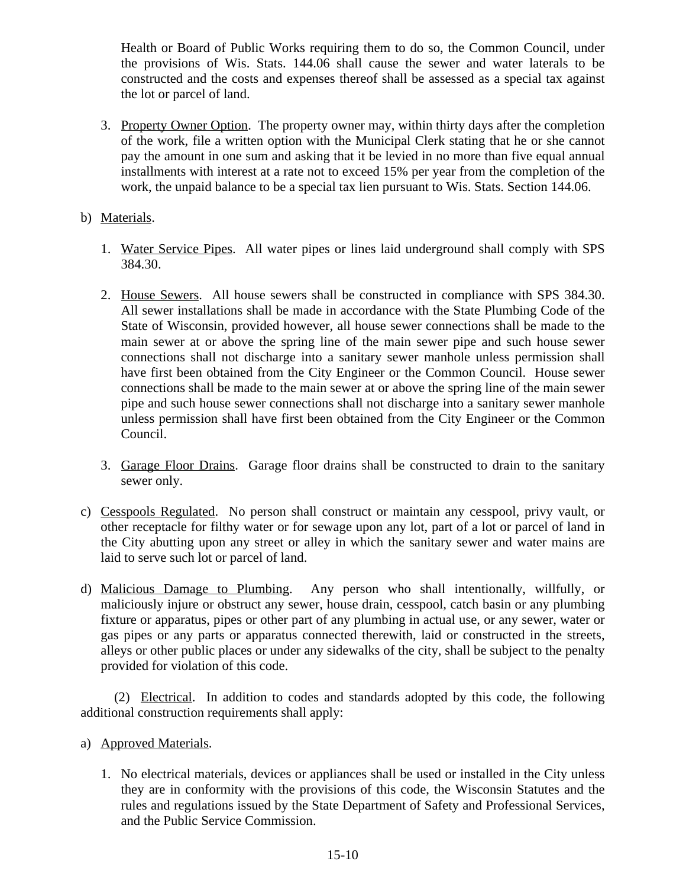Health or Board of Public Works requiring them to do so, the Common Council, under the provisions of Wis. Stats. 144.06 shall cause the sewer and water laterals to be constructed and the costs and expenses thereof shall be assessed as a special tax against the lot or parcel of land.

3. Property Owner Option. The property owner may, within thirty days after the completion of the work, file a written option with the Municipal Clerk stating that he or she cannot pay the amount in one sum and asking that it be levied in no more than five equal annual installments with interest at a rate not to exceed 15% per year from the completion of the work, the unpaid balance to be a special tax lien pursuant to Wis. Stats. Section 144.06.

b) Materials.

1. Water Service Pipes. All water pipes or lines laid underground shall comply with SPS 384.30.

2. House Sewers. All house sewers shall be constructed in compliance with SPS 384.30. All sewer installations shall be made in accordance with the State Plumbing Code of the State of Wisconsin, provided however, all house sewer connections shall be made to the main sewer at or above the spring line of the main sewer pipe and such house sewer connections shall not discharge into a sanitary sewer manhole unless permission shall have first been obtained from the City Engineer or the Common Council. House sewer connections shall be made to the main sewer at or above the spring line of the main sewer pipe and such house sewer connections shall not discharge into a sanitary sewer manhole unless permission shall have first been obtained from the City Engineer or the Common Council.

3. Garage Floor Drains. Garage floor drains shall be constructed to drain to the sanitary sewer only.

c) Cesspools Regulated. No person shall construct or maintain any cesspool, privy vault, or other receptacle for filthy water or for sewage upon any lot, part of a lot or parcel of land in the City abutting upon any street or alley in which the sanitary sewer and water mains are laid to serve such lot or parcel of land.

d) Malicious Damage to Plumbing. Any person who shall intentionally, willfully, or maliciously injure or obstruct any sewer, house drain, cesspool, catch basin or any plumbing fixture or apparatus, pipes or other part of any plumbing in actual use, or any sewer, water or gas pipes or any parts or apparatus connected therewith, laid or constructed in the streets, alleys or other public places or under any sidewalks of the city, shall be subject to the penalty provided for violation of this code.

(2) Electrical. In addition to codes and standards adopted by this code, the following additional construction requirements shall apply:

a) Approved Materials.

1. No electrical materials, devices or appliances shall be used or installed in the City unless they are in conformity with the provisions of this code, the Wisconsin Statutes and the rules and regulations issued by the State Department of Safety and Professional Services, and the Public Service Commission.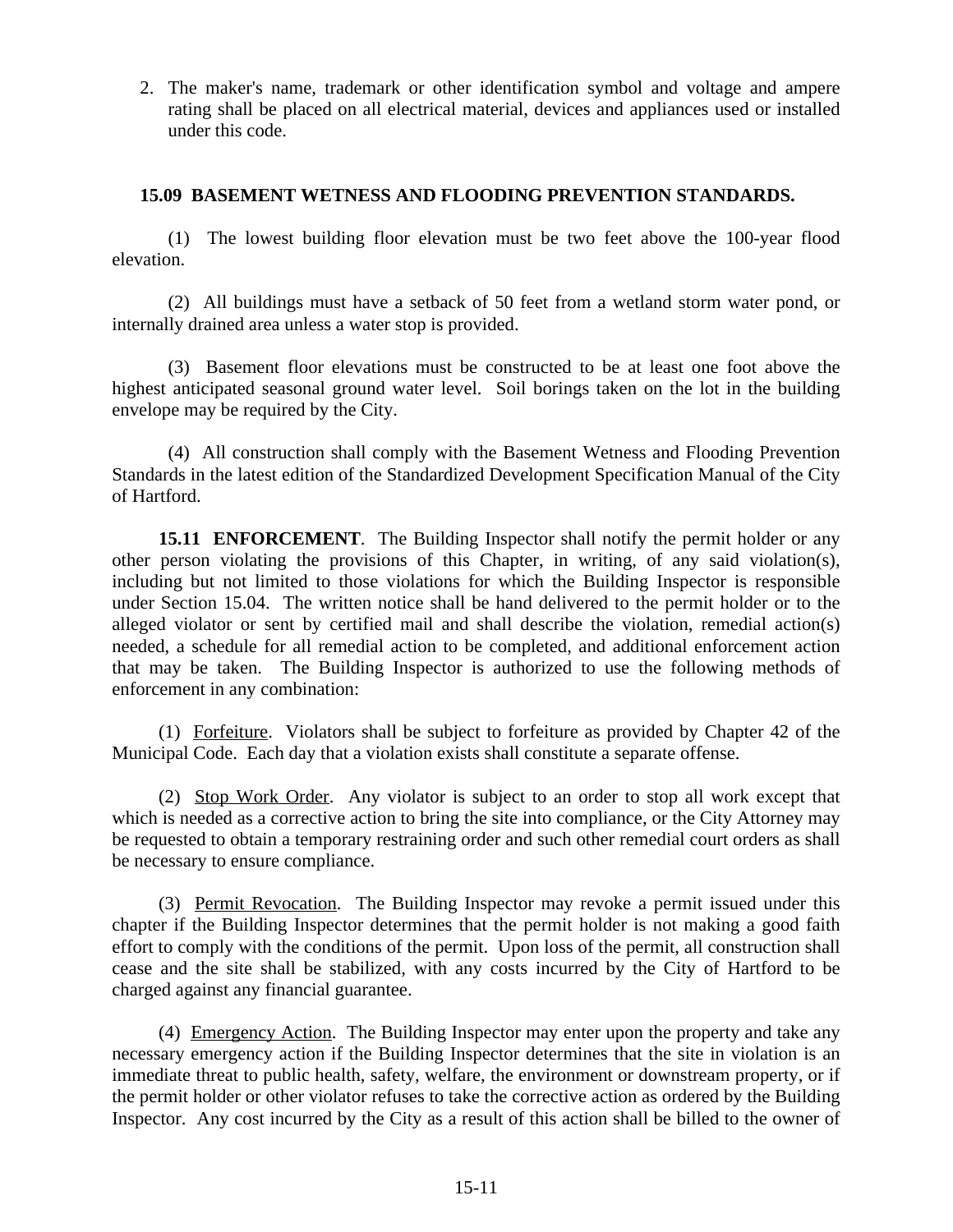2. The maker's name, trademark or other identification symbol and voltage and ampere rating shall be placed on all electrical material, devices and appliances used or installed under this code.

**15.09 BASEMENT WETNESS AND FLOODING PREVENTION STANDARDS.**

(1) The lowest building floor elevation must be two feet above the 100-year flood elevation.

(2) All buildings must have a setback of 50 feet from a wetland storm water pond, or internally drained area unless a water stop is provided.

(3) Basement floor elevations must be constructed to be at least one foot above the highest anticipated seasonal ground water level. Soil borings taken on the lot in the building envelope may be required by the City.

(4) All construction shall comply with the Basement Wetness and Flooding Prevention Standards in the latest edition of the Standardized Development Specification Manual of the City of Hartford.

**15.11 ENFORCEMENT**. The Building Inspector shall notify the permit holder or any other person violating the provisions of this Chapter, in writing, of any said violation(s), including but not limited to those violations for which the Building Inspector is responsible under Section 15.04. The written notice shall be hand delivered to the permit holder or to the alleged violator or sent by certified mail and shall describe the violation, remedial action(s) needed, a schedule for all remedial action to be completed, and additional enforcement action that may be taken. The Building Inspector is authorized to use the following methods of enforcement in any combination:

(1) Forfeiture. Violators shall be subject to forfeiture as provided by Chapter 42 of the Municipal Code. Each day that a violation exists shall constitute a separate offense.

(2) Stop Work Order. Any violator is subject to an order to stop all work except that which is needed as a corrective action to bring the site into compliance, or the City Attorney may be requested to obtain a temporary restraining order and such other remedial court orders as shall be necessary to ensure compliance.

(3) Permit Revocation. The Building Inspector may revoke a permit issued under this chapter if the Building Inspector determines that the permit holder is not making a good faith effort to comply with the conditions of the permit. Upon loss of the permit, all construction shall cease and the site shall be stabilized, with any costs incurred by the City of Hartford to be charged against any financial guarantee.

(4) Emergency Action. The Building Inspector may enter upon the property and take any necessary emergency action if the Building Inspector determines that the site in violation is an immediate threat to public health, safety, welfare, the environment or downstream property, or if the permit holder or other violator refuses to take the corrective action as ordered by the Building Inspector. Any cost incurred by the City as a result of this action shall be billed to the owner of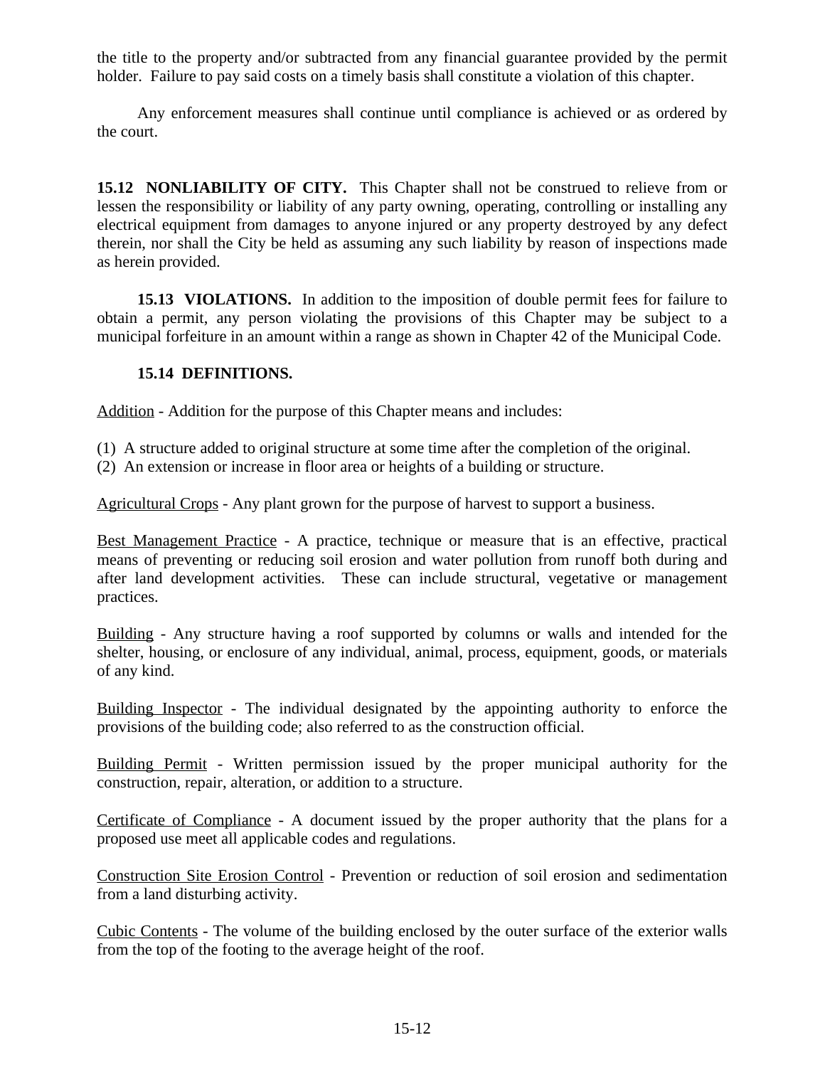the title to the property and/or subtracted from any financial guarantee provided by the permit holder. Failure to pay said costs on a timely basis shall constitute a violation of this chapter.

Any enforcement measures shall continue until compliance is achieved or as ordered by the court.

**15.12 NONLIABILITY OF CITY.** This Chapter shall not be construed to relieve from or lessen the responsibility or liability of any party owning, operating, controlling or installing any electrical equipment from damages to anyone injured or any property destroyed by any defect therein, nor shall the City be held as assuming any such liability by reason of inspections made as herein provided.

**15.13 VIOLATIONS.** In addition to the imposition of double permit fees for failure to obtain a permit, any person violating the provisions of this Chapter may be subject to a municipal forfeiture in an amount within a range as shown in Chapter 42 of the Municipal Code.

**15.14 DEFINITIONS.**

Addition - Addition for the purpose of this Chapter means and includes:

(1) A structure added to original structure at some time after the completion of the original.
(2) An extension or increase in floor area or heights of a building or structure.

Agricultural Crops - Any plant grown for the purpose of harvest to support a business.

Best Management Practice - A practice, technique or measure that is an effective, practical means of preventing or reducing soil erosion and water pollution from runoff both during and after land development activities. These can include structural, vegetative or management practices.

Building - Any structure having a roof supported by columns or walls and intended for the shelter, housing, or enclosure of any individual, animal, process, equipment, goods, or materials of any kind.

Building Inspector - The individual designated by the appointing authority to enforce the provisions of the building code; also referred to as the construction official.

Building Permit - Written permission issued by the proper municipal authority for the construction, repair, alteration, or addition to a structure.

Certificate of Compliance - A document issued by the proper authority that the plans for a proposed use meet all applicable codes and regulations.

Construction Site Erosion Control - Prevention or reduction of soil erosion and sedimentation from a land disturbing activity.

Cubic Contents - The volume of the building enclosed by the outer surface of the exterior walls from the top of the footing to the average height of the roof.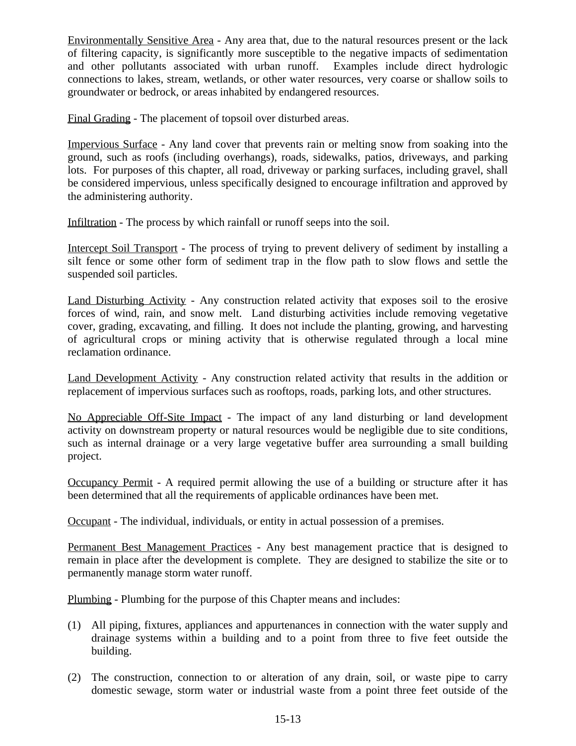Environmentally Sensitive Area - Any area that, due to the natural resources present or the lack of filtering capacity, is significantly more susceptible to the negative impacts of sedimentation and other pollutants associated with urban runoff. Examples include direct hydrologic connections to lakes, stream, wetlands, or other water resources, very coarse or shallow soils to groundwater or bedrock, or areas inhabited by endangered resources.

Final Grading - The placement of topsoil over disturbed areas.

Impervious Surface - Any land cover that prevents rain or melting snow from soaking into the ground, such as roofs (including overhangs), roads, sidewalks, patios, driveways, and parking lots. For purposes of this chapter, all road, driveway or parking surfaces, including gravel, shall be considered impervious, unless specifically designed to encourage infiltration and approved by the administering authority.

Infiltration - The process by which rainfall or runoff seeps into the soil.

Intercept Soil Transport - The process of trying to prevent delivery of sediment by installing a silt fence or some other form of sediment trap in the flow path to slow flows and settle the suspended soil particles.

Land Disturbing Activity - Any construction related activity that exposes soil to the erosive forces of wind, rain, and snow melt. Land disturbing activities include removing vegetative cover, grading, excavating, and filling. It does not include the planting, growing, and harvesting of agricultural crops or mining activity that is otherwise regulated through a local mine reclamation ordinance.

Land Development Activity - Any construction related activity that results in the addition or replacement of impervious surfaces such as rooftops, roads, parking lots, and other structures.

No Appreciable Off-Site Impact - The impact of any land disturbing or land development activity on downstream property or natural resources would be negligible due to site conditions, such as internal drainage or a very large vegetative buffer area surrounding a small building project.

Occupancy Permit - A required permit allowing the use of a building or structure after it has been determined that all the requirements of applicable ordinances have been met.

Occupant - The individual, individuals, or entity in actual possession of a premises.

Permanent Best Management Practices - Any best management practice that is designed to remain in place after the development is complete. They are designed to stabilize the site or to permanently manage storm water runoff.

Plumbing - Plumbing for the purpose of this Chapter means and includes:

(1) All piping, fixtures, appliances and appurtenances in connection with the water supply and drainage systems within a building and to a point from three to five feet outside the building.

(2) The construction, connection to or alteration of any drain, soil, or waste pipe to carry domestic sewage, storm water or industrial waste from a point three feet outside of the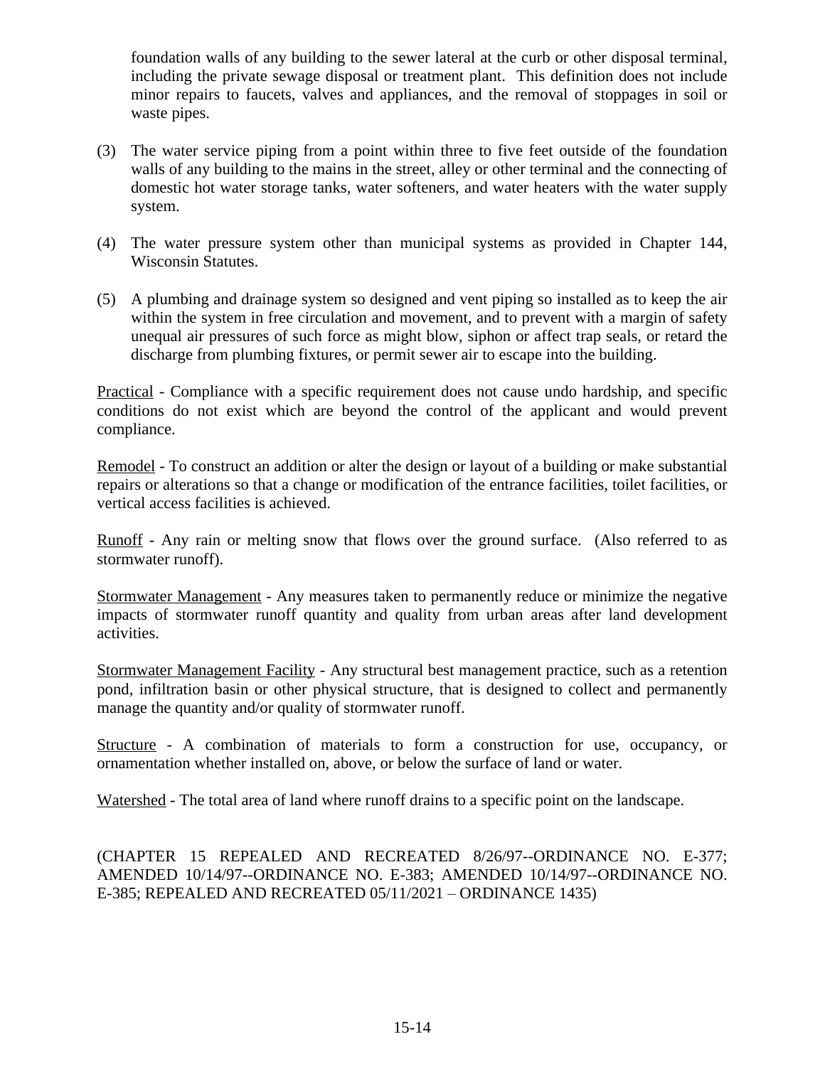foundation walls of any building to the sewer lateral at the curb or other disposal terminal, including the private sewage disposal or treatment plant. This definition does not include minor repairs to faucets, valves and appliances, and the removal of stoppages in soil or waste pipes.

(3) The water service piping from a point within three to five feet outside of the foundation walls of any building to the mains in the street, alley or other terminal and the connecting of domestic hot water storage tanks, water softeners, and water heaters with the water supply system.

(4) The water pressure system other than municipal systems as provided in Chapter 144, Wisconsin Statutes.

(5) A plumbing and drainage system so designed and vent piping so installed as to keep the air within the system in free circulation and movement, and to prevent with a margin of safety unequal air pressures of such force as might blow, siphon or affect trap seals, or retard the discharge from plumbing fixtures, or permit sewer air to escape into the building.

<u>Practical</u> - Compliance with a specific requirement does not cause undo hardship, and specific conditions do not exist which are beyond the control of the applicant and would prevent compliance.

<u>Remodel</u> - To construct an addition or alter the design or layout of a building or make substantial repairs or alterations so that a change or modification of the entrance facilities, toilet facilities, or vertical access facilities is achieved.

<u>Runoff</u> - Any rain or melting snow that flows over the ground surface. (Also referred to as stormwater runoff).

<u>Stormwater Management</u> - Any measures taken to permanently reduce or minimize the negative impacts of stormwater runoff quantity and quality from urban areas after land development activities.

<u>Stormwater Management Facility</u> - Any structural best management practice, such as a retention pond, infiltration basin or other physical structure, that is designed to collect and permanently manage the quantity and/or quality of stormwater runoff.

<u>Structure</u> - A combination of materials to form a construction for use, occupancy, or ornamentation whether installed on, above, or below the surface of land or water.

<u>Watershed</u> - The total area of land where runoff drains to a specific point on the landscape.

(CHAPTER 15 REPEALED AND RECREATED 8/26/97--ORDINANCE NO. E-377; AMENDED 10/14/97--ORDINANCE NO. E-383; AMENDED 10/14/97--ORDINANCE NO. E-385; REPEALED AND RECREATED 05/11/2021 – ORDINANCE 1435)